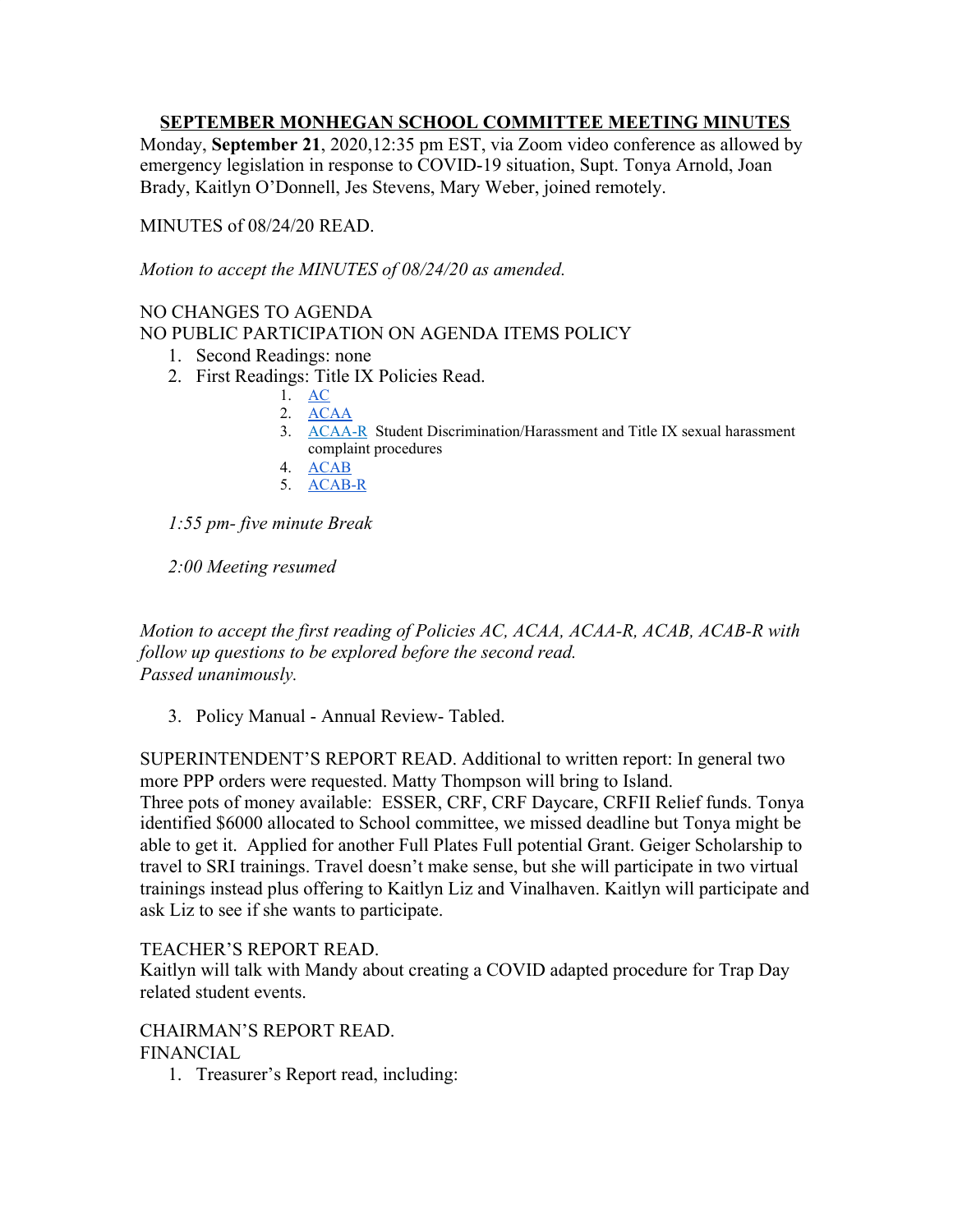# SEPTEMBER MONHEGAN SCHOOL COMMITTEE MEETING MINUTES

Monday, **September 21**, 2020,12:35 pm EST, via Zoom video conference as allowed by emergency legislation in response to COVID-19 situation, Supt. Tonya Arnold, Joan Brady, Kaitlyn O'Donnell, Jes Stevens, Mary Weber, joined remotely.

MINUTES of 08/24/20 READ.

*Motion to accept the MINUTES of 08/24/20 as amended.*

NO CHANGES TO AGENDA
NO PUBLIC PARTICIPATION ON AGENDA ITEMS POLICY

1. Second Readings: none
2. First Readings: Title IX Policies Read.
    1. AC
    2. ACAA
    3. ACAA-R Student Discrimination/Harassment and Title IX sexual harassment complaint procedures
    4. ACAB
    5. ACAB-R

    *1:55 pm- five minute Break*

    *2:00 Meeting resumed*

*Motion to accept the first reading of Policies AC, ACAA, ACAA-R, ACAB, ACAB-R with follow up questions to be explored before the second read.*
*Passed unanimously.*

3. Policy Manual - Annual Review- Tabled.

SUPERINTENDENT'S REPORT READ. Additional to written report: In general two more PPP orders were requested. Matty Thompson will bring to Island.
Three pots of money available: ESSER, CRF, CRF Daycare, CRFII Relief funds. Tonya identified $6000 allocated to School committee, we missed deadline but Tonya might be able to get it. Applied for another Full Plates Full potential Grant. Geiger Scholarship to travel to SRI trainings. Travel doesn't make sense, but she will participate in two virtual trainings instead plus offering to Kaitlyn Liz and Vinalhaven. Kaitlyn will participate and ask Liz to see if she wants to participate.

TEACHER'S REPORT READ.
Kaitlyn will talk with Mandy about creating a COVID adapted procedure for Trap Day related student events.

CHAIRMAN'S REPORT READ.
FINANCIAL

1. Treasurer's Report read, including: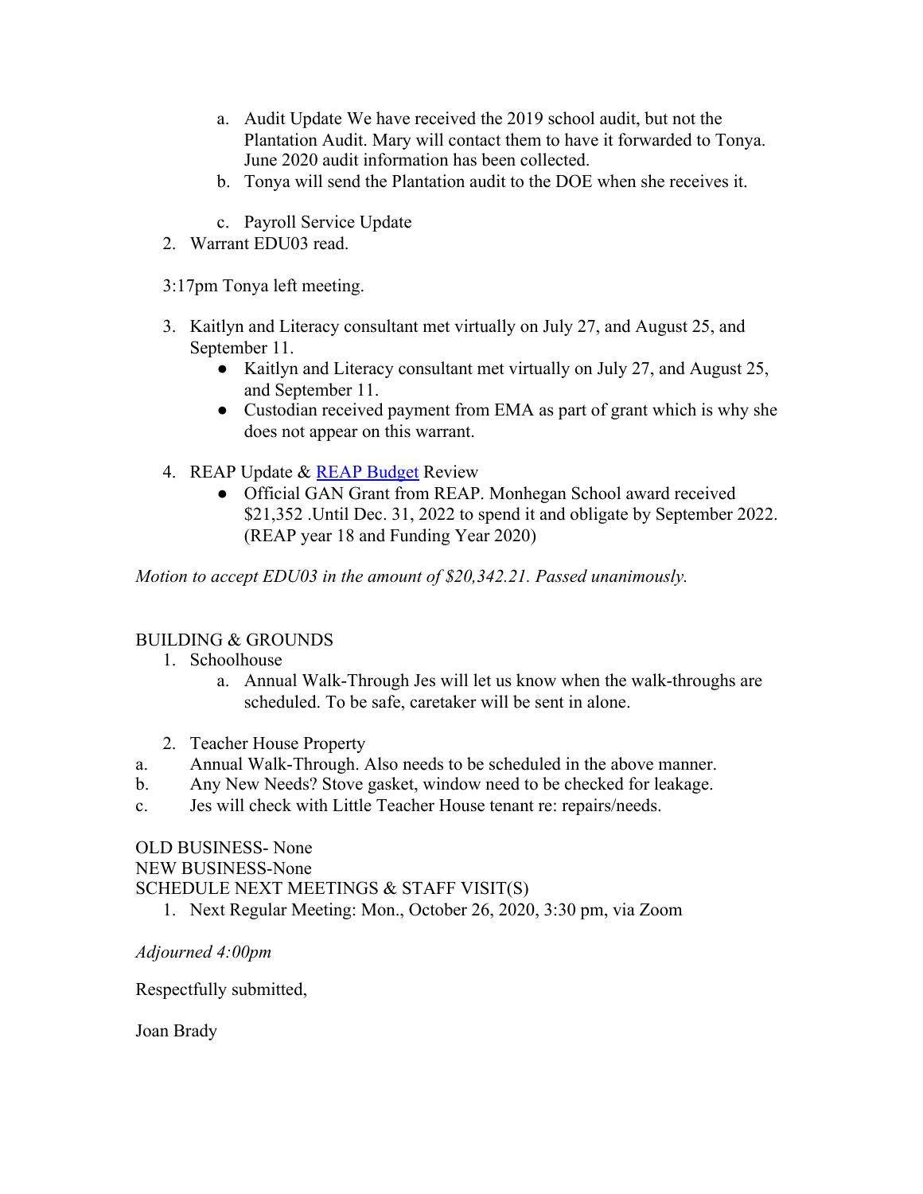a. Audit Update We have received the 2019 school audit, but not the Plantation Audit. Mary will contact them to have it forwarded to Tonya. June 2020 audit information has been collected.
   b. Tonya will send the Plantation audit to the DOE when she receives it.
   c. Payroll Service Update
2. Warrant EDU03 read.

3:17pm Tonya left meeting.

3. Kaitlyn and Literacy consultant met virtually on July 27, and August 25, and September 11.
   - Kaitlyn and Literacy consultant met virtually on July 27, and August 25, and September 11.
   - Custodian received payment from EMA as part of grant which is why she does not appear on this warrant.
4. REAP Update & REAP Budget Review
   - Official GAN Grant from REAP. Monhegan School award received $21,352 .Until Dec. 31, 2022 to spend it and obligate by September 2022. (REAP year 18 and Funding Year 2020)

*Motion to accept EDU03 in the amount of $20,342.21. Passed unanimously.*

BUILDING & GROUNDS

1. Schoolhouse
   a. Annual Walk-Through Jes will let us know when the walk-throughs are scheduled. To be safe, caretaker will be sent in alone.
2. Teacher House Property

a. Annual Walk-Through. Also needs to be scheduled in the above manner.
b. Any New Needs? Stove gasket, window need to be checked for leakage.
c. Jes will check with Little Teacher House tenant re: repairs/needs.

OLD BUSINESS- None
NEW BUSINESS-None
SCHEDULE NEXT MEETINGS & STAFF VISIT(S)

1. Next Regular Meeting: Mon., October 26, 2020, 3:30 pm, via Zoom

*Adjourned 4:00pm*

Respectfully submitted,

Joan Brady